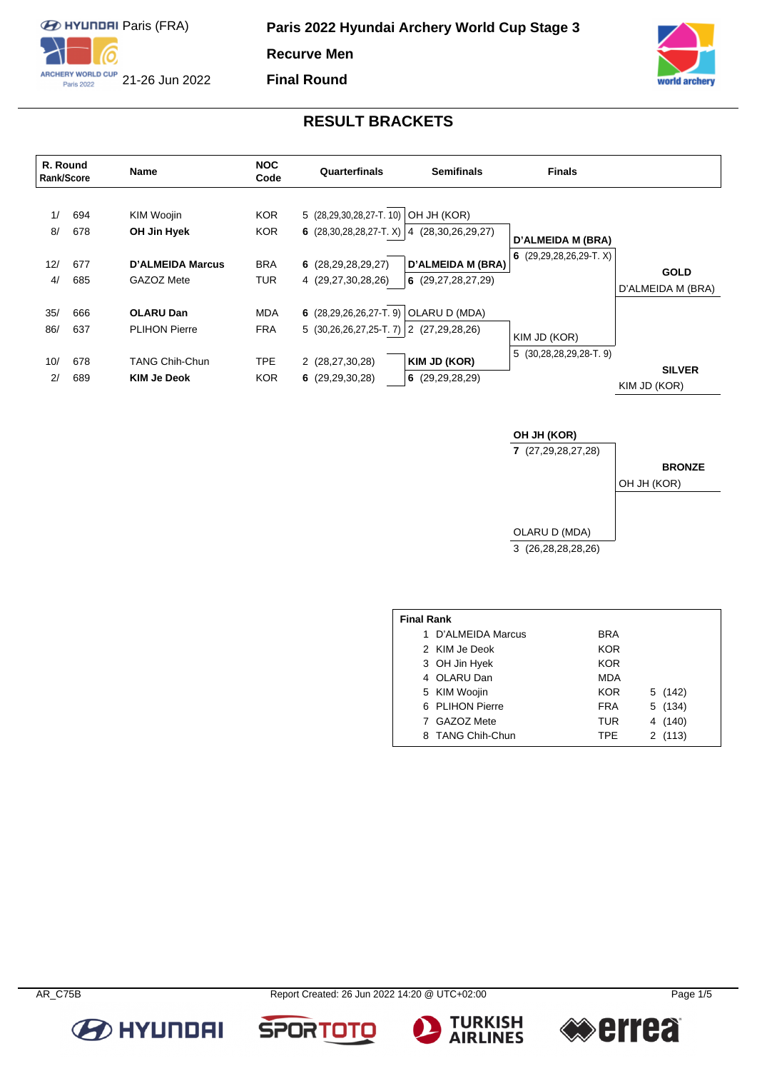Paris (FRA)

21-26 Jun 2022

# Paris 2022 Hyundai Archery World Cup Stage 3

**Recurve Men**

**Final Round**

## RESULT BRACKETS

| R. Round Rank/Score | | Name | NOC Code | Quarterfinals | Semifinals | Finals | |
|---|---|---|---|---|---|---|---|
| 1/ | 694 | KIM Woojin | KOR | 5 (28,29,30,28,27-T. 10) | OH JH (KOR) | | |
| 8/ | 678 | **OH Jin Hyek** | KOR | **6** (28,30,28,28,27-T. X) | 4 (28,30,26,29,27) | **D'ALMEIDA M (BRA)** | |
| 12/ | 677 | **D'ALMEIDA Marcus** | BRA | **6** (28,29,28,29,27) | **D'ALMEIDA M (BRA)** | **6** (29,29,28,26,29-T. X) | **GOLD** |
| 4/ | 685 | GAZOZ Mete | TUR | 4 (29,27,30,28,26) | **6** (29,27,28,27,29) | | D'ALMEIDA M (BRA) |
| 35/ | 666 | **OLARU Dan** | MDA | **6** (28,29,26,26,27-T. 9) | OLARU D (MDA) | | |
| 86/ | 637 | PLIHON Pierre | FRA | 5 (30,26,26,27,25-T. 7) | 2 (27,29,28,26) | KIM JD (KOR) | |
| 10/ | 678 | TANG Chih-Chun | TPE | 2 (28,27,30,28) | **KIM JD (KOR)** | 5 (30,28,28,29,28-T. 9) | **SILVER** |
| 2/ | 689 | **KIM Je Deok** | KOR | **6** (29,29,30,28) | **6** (29,29,28,29) | | KIM JD (KOR) |

| Bronze Match | | |
|---|---|---|
| **OH JH (KOR)** | **7** (27,29,28,27,28) | **BRONZE** |
| OLARU D (MDA) | 3 (26,28,28,28,26) | OH JH (KOR) |

**Final Rank**

| Rank | Name | NOC | |
|---|---|---|---|
| 1 | D'ALMEIDA Marcus | BRA | |
| 2 | KIM Je Deok | KOR | |
| 3 | OH Jin Hyek | KOR | |
| 4 | OLARU Dan | MDA | |
| 5 | KIM Woojin | KOR | 5 (142) |
| 6 | PLIHON Pierre | FRA | 5 (134) |
| 7 | GAZOZ Mete | TUR | 4 (140) |
| 8 | TANG Chih-Chun | TPE | 2 (113) |

AR_C75B Report Created: 26 Jun 2022 14:20 @ UTC+02:00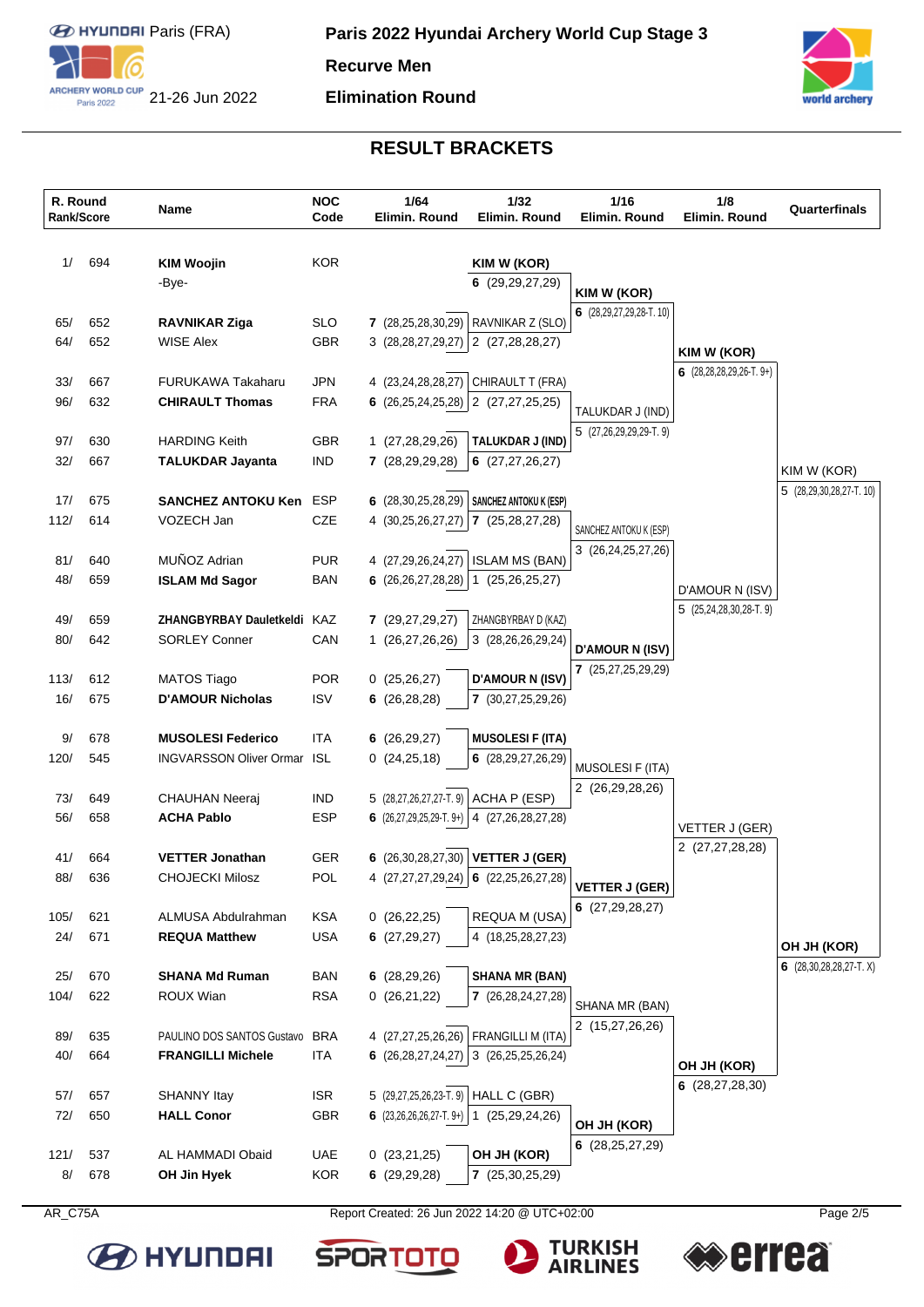Paris (FRA)
21-26 Jun 2022

**Paris 2022 Hyundai Archery World Cup Stage 3**

**Recurve Men**

**Elimination Round**

## RESULT BRACKETS

| R. Round Rank/Score | | Name | NOC Code | 1/64 Elimin. Round | 1/32 Elimin. Round | 1/16 Elimin. Round | 1/8 Elimin. Round | Quarterfinals |
|---|---|---|---|---|---|---|---|---|
| 1/ | 694 | **KIM Woojin** | KOR | | **KIM W (KOR)** | | | |
| | | -Bye- | | | **6** (29,29,27,29) | **KIM W (KOR)** | | |
| 65/ | 652 | **RAVNIKAR Ziga** | SLO | **7** (28,25,28,30,29) | RAVNIKAR Z (SLO) | **6** (28,29,27,29,28-T. 10) | | |
| 64/ | 652 | WISE Alex | GBR | 3 (28,28,27,29,27) | 2 (27,28,28,27) | | **KIM W (KOR)** | |
| 33/ | 667 | FURUKAWA Takaharu | JPN | 4 (23,24,28,28,27) | CHIRAULT T (FRA) | | **6** (28,28,28,29,26-T. 9+) | |
| 96/ | 632 | **CHIRAULT Thomas** | FRA | **6** (26,25,24,25,28) | 2 (27,27,25,25) | TALUKDAR J (IND) | | |
| 97/ | 630 | HARDING Keith | GBR | 1 (27,28,29,26) | **TALUKDAR J (IND)** | 5 (27,26,29,29,29-T. 9) | | |
| 32/ | 667 | **TALUKDAR Jayanta** | IND | **7** (28,29,29,28) | **6** (27,27,26,27) | | | KIM W (KOR) |
| 17/ | 675 | **SANCHEZ ANTOKU Ken** | ESP | **6** (28,30,25,28,29) | **SANCHEZ ANTOKU K (ESP)** | | | 5 (28,29,30,28,27-T. 10) |
| 112/ | 614 | VOZECH Jan | CZE | 4 (30,25,26,27,27) | **7** (25,28,27,28) | SANCHEZ ANTOKU K (ESP) | | |
| 81/ | 640 | MUÑOZ Adrian | PUR | 4 (27,29,26,24,27) | ISLAM MS (BAN) | 3 (26,24,25,27,26) | | |
| 48/ | 659 | **ISLAM Md Sagor** | BAN | **6** (26,26,27,28,28) | 1 (25,26,25,27) | | D'AMOUR N (ISV) | |
| 49/ | 659 | **ZHANGBYRBAY Dauletkeldi** | KAZ | **7** (29,27,29,27) | ZHANGBYRBAY D (KAZ) | | 5 (25,24,28,30,28-T. 9) | |
| 80/ | 642 | SORLEY Conner | CAN | 1 (26,27,26,26) | 3 (28,26,26,29,24) | **D'AMOUR N (ISV)** | | |
| 113/ | 612 | MATOS Tiago | POR | 0 (25,26,27) | **D'AMOUR N (ISV)** | **7** (25,27,25,29,29) | | |
| 16/ | 675 | **D'AMOUR Nicholas** | ISV | **6** (26,28,28) | **7** (30,27,25,29,26) | | | |
| 9/ | 678 | **MUSOLESI Federico** | ITA | **6** (26,29,27) | **MUSOLESI F (ITA)** | | | |
| 120/ | 545 | INGVARSSON Oliver Ormar | ISL | 0 (24,25,18) | **6** (28,29,27,26,29) | MUSOLESI F (ITA) | | |
| 73/ | 649 | CHAUHAN Neeraj | IND | 5 (28,27,26,27,27-T. 9) | ACHA P (ESP) | 2 (26,29,28,26) | | |
| 56/ | 658 | **ACHA Pablo** | ESP | **6** (26,27,29,25,29-T. 9+) | 4 (27,26,28,27,28) | | VETTER J (GER) | |
| 41/ | 664 | **VETTER Jonathan** | GER | **6** (26,30,28,27,30) | **VETTER J (GER)** | | 2 (27,27,28,28) | |
| 88/ | 636 | CHOJECKI Milosz | POL | 4 (27,27,27,29,24) | **6** (22,25,26,27,28) | **VETTER J (GER)** | | |
| 105/ | 621 | ALMUSA Abdulrahman | KSA | 0 (26,22,25) | REQUA M (USA) | **6** (27,29,28,27) | | |
| 24/ | 671 | **REQUA Matthew** | USA | **6** (27,29,27) | 4 (18,25,28,27,23) | | | **OH JH (KOR)** |
| 25/ | 670 | **SHANA Md Ruman** | BAN | **6** (28,29,26) | **SHANA MR (BAN)** | | | **6** (28,30,28,28,27-T. X) |
| 104/ | 622 | ROUX Wian | RSA | 0 (26,21,22) | **7** (26,28,24,27,28) | SHANA MR (BAN) | | |
| 89/ | 635 | PAULINO DOS SANTOS Gustavo | BRA | 4 (27,27,25,26,26) | FRANGILLI M (ITA) | 2 (15,27,26,26) | | |
| 40/ | 664 | **FRANGILLI Michele** | ITA | **6** (26,28,27,24,27) | 3 (26,25,25,26,24) | | **OH JH (KOR)** | |
| 57/ | 657 | SHANNY Itay | ISR | 5 (29,27,25,26,23-T. 9) | HALL C (GBR) | | **6** (28,27,28,30) | |
| 72/ | 650 | **HALL Conor** | GBR | **6** (23,26,26,26,27-T. 9+) | 1 (25,29,24,26) | **OH JH (KOR)** | | |
| 121/ | 537 | AL HAMMADI Obaid | UAE | 0 (23,21,25) | **OH JH (KOR)** | **6** (28,25,27,29) | | |
| 8/ | 678 | **OH Jin Hyek** | KOR | **6** (29,29,28) | **7** (25,30,25,29) | | | |

AR_C75A

Report Created: 26 Jun 2022 14:20 @ UTC+02:00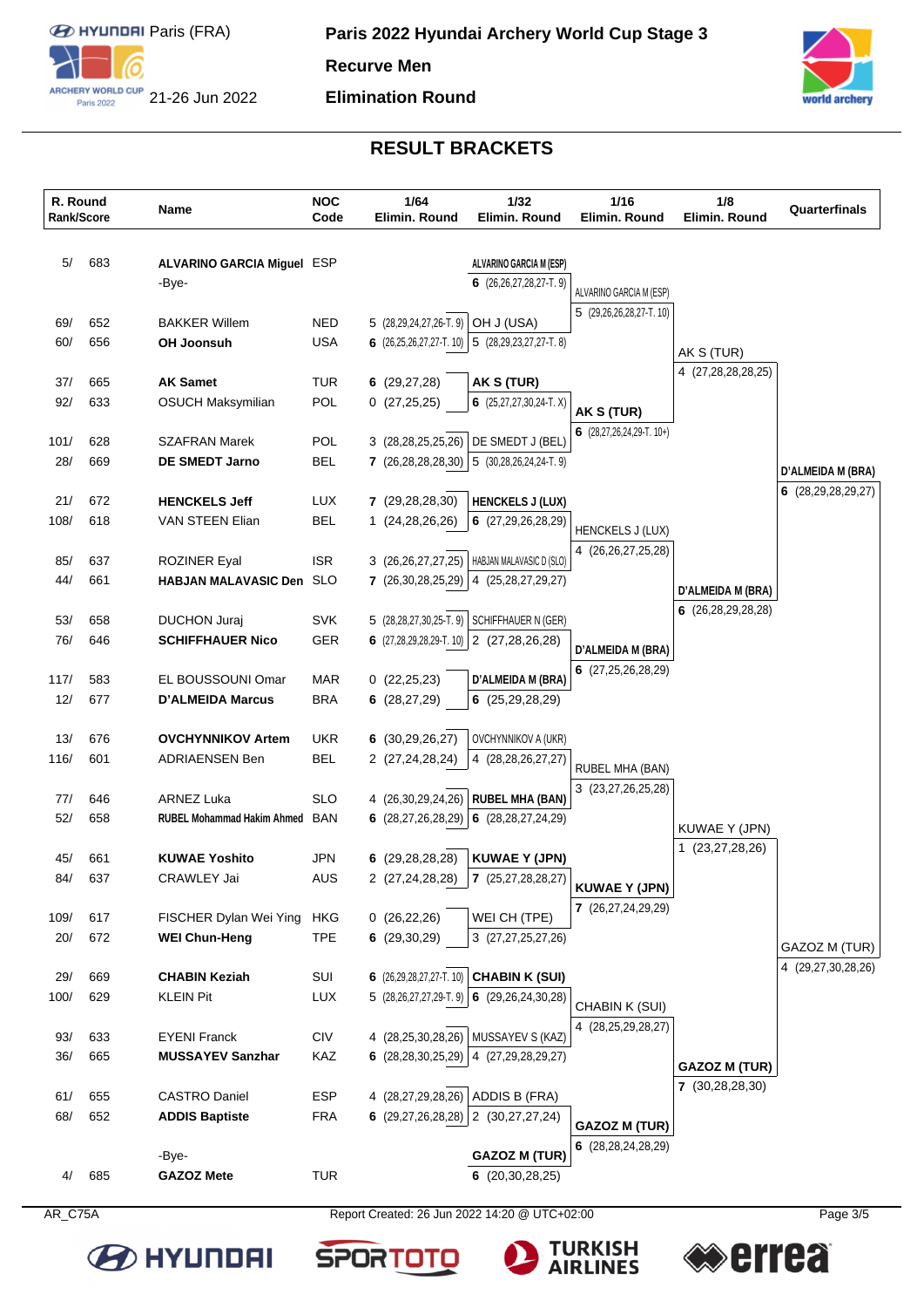# Paris 2022 Hyundai Archery World Cup Stage 3

**Recurve Men**

**Elimination Round**

Paris (FRA)

21-26 Jun 2022

## RESULT BRACKETS

| R. Round Rank/Score | | Name | NOC Code | 1/64 Elimin. Round | 1/32 Elimin. Round | 1/16 Elimin. Round | 1/8 Elimin. Round | Quarterfinals |
|---|---|---|---|---|---|---|---|---|
| 5/ | 683 | **ALVARINO GARCIA Miguel** | ESP | | **ALVARINO GARCIA M (ESP)** | | | |
| | | -Bye- | | | **6** (26,26,27,28,27-T. 9) | ALVARINO GARCIA M (ESP) | | |
| 69/ | 652 | BAKKER Willem | NED | 5 (28,29,24,27,26-T. 9) | OH J (USA) | 5 (29,26,26,28,27-T. 10) | | |
| 60/ | 656 | **OH Joonsuh** | USA | **6** (26,25,26,27,27-T. 10) | 5 (28,29,23,27,27-T. 8) | | AK S (TUR) | |
| 37/ | 665 | **AK Samet** | TUR | **6** (29,27,28) | **AK S (TUR)** | | 4 (27,28,28,28,25) | |
| 92/ | 633 | OSUCH Maksymilian | POL | 0 (27,25,25) | **6** (25,27,27,30,24-T. X) | **AK S (TUR)** | | |
| 101/ | 628 | SZAFRAN Marek | POL | 3 (28,28,25,25,26) | DE SMEDT J (BEL) | **6** (28,27,26,24,29-T. 10+) | | |
| 28/ | 669 | **DE SMEDT Jarno** | BEL | **7** (26,28,28,28,30) | 5 (30,28,26,24,24-T. 9) | | | **D'ALMEIDA M (BRA)** |
| 21/ | 672 | **HENCKELS Jeff** | LUX | **7** (29,28,28,30) | **HENCKELS J (LUX)** | | | **6** (28,29,28,29,27) |
| 108/ | 618 | VAN STEEN Elian | BEL | 1 (24,28,26,26) | **6** (27,29,26,28,29) | HENCKELS J (LUX) | | |
| 85/ | 637 | ROZINER Eyal | ISR | 3 (26,26,27,27,25) | HABJAN MALAVASIC D (SLO) | 4 (26,26,27,25,28) | | |
| 44/ | 661 | **HABJAN MALAVASIC Den** | SLO | **7** (26,30,28,25,29) | 4 (25,28,27,29,27) | | **D'ALMEIDA M (BRA)** | |
| 53/ | 658 | DUCHON Juraj | SVK | 5 (28,28,27,30,25-T. 9) | SCHIFFHAUER N (GER) | | **6** (26,28,29,28,28) | |
| 76/ | 646 | **SCHIFFHAUER Nico** | GER | **6** (27,28,29,28,29-T. 10) | 2 (27,28,26,28) | **D'ALMEIDA M (BRA)** | | |
| 117/ | 583 | EL BOUSSOUNI Omar | MAR | 0 (22,25,23) | **D'ALMEIDA M (BRA)** | **6** (27,25,26,28,29) | | |
| 12/ | 677 | **D'ALMEIDA Marcus** | BRA | **6** (28,27,29) | **6** (25,29,28,29) | | | |
| 13/ | 676 | **OVCHYNNIKOV Artem** | UKR | **6** (30,29,26,27) | OVCHYNNIKOV A (UKR) | | | |
| 116/ | 601 | ADRIAENSEN Ben | BEL | 2 (27,24,28,24) | 4 (28,28,26,27,27) | RUBEL MHA (BAN) | | |
| 77/ | 646 | ARNEZ Luka | SLO | 4 (26,30,29,24,26) | **RUBEL MHA (BAN)** | 3 (23,27,26,25,28) | | |
| 52/ | 658 | **RUBEL Mohammad Hakim Ahmed** | BAN | **6** (28,27,26,28,29) | **6** (28,28,27,24,29) | | KUWAE Y (JPN) | |
| 45/ | 661 | **KUWAE Yoshito** | JPN | **6** (29,28,28,28) | **KUWAE Y (JPN)** | | 1 (23,27,28,26) | |
| 84/ | 637 | CRAWLEY Jai | AUS | 2 (27,24,28,28) | **7** (25,27,28,28,27) | **KUWAE Y (JPN)** | | |
| 109/ | 617 | FISCHER Dylan Wei Ying | HKG | 0 (26,22,26) | WEI CH (TPE) | **7** (26,27,24,29,29) | | |
| 20/ | 672 | **WEI Chun-Heng** | TPE | **6** (29,30,29) | 3 (27,27,25,27,26) | | | GAZOZ M (TUR) |
| 29/ | 669 | **CHABIN Keziah** | SUI | **6** (26,29,28,27,27-T. 10) | **CHABIN K (SUI)** | | | 4 (29,27,30,28,26) |
| 100/ | 629 | KLEIN Pit | LUX | 5 (28,26,27,27,29-T. 9) | **6** (29,26,24,30,28) | CHABIN K (SUI) | | |
| 93/ | 633 | EYENI Franck | CIV | 4 (28,25,30,28,26) | MUSSAYEV S (KAZ) | 4 (28,25,29,28,27) | | |
| 36/ | 665 | **MUSSAYEV Sanzhar** | KAZ | **6** (28,28,30,25,29) | 4 (27,29,28,29,27) | | **GAZOZ M (TUR)** | |
| 61/ | 655 | CASTRO Daniel | ESP | 4 (28,27,29,28,26) | ADDIS B (FRA) | | **7** (30,28,28,30) | |
| 68/ | 652 | **ADDIS Baptiste** | FRA | **6** (29,27,26,28,28) | 2 (30,27,27,24) | **GAZOZ M (TUR)** | | |
| | | -Bye- | | | **GAZOZ M (TUR)** | **6** (28,28,24,28,29) | | |
| 4/ | 685 | **GAZOZ Mete** | TUR | | **6** (20,30,28,25) | | | |

AR_C75A

Report Created: 26 Jun 2022 14:20 @ UTC+02:00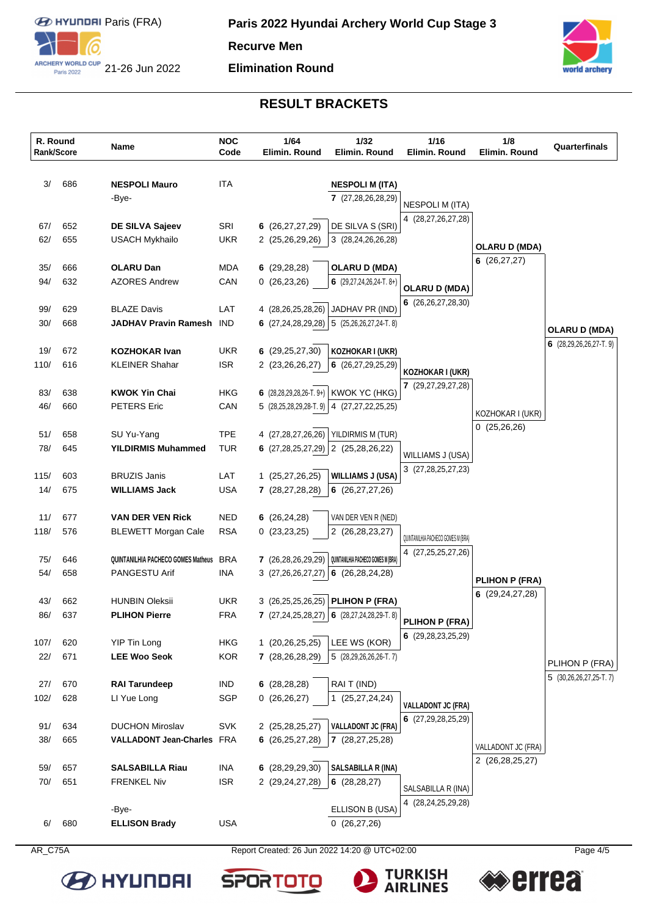# Paris 2022 Hyundai Archery World Cup Stage 3

**Recurve Men**

**Elimination Round**

Paris (FRA)

21-26 Jun 2022

## RESULT BRACKETS

| R. Round Rank/Score | | Name | NOC Code | 1/64 Elimin. Round | 1/32 Elimin. Round | 1/16 Elimin. Round | 1/8 Elimin. Round | Quarterfinals |
|---|---|---|---|---|---|---|---|---|
| 3/ | 686 | **NESPOLI Mauro** | ITA | | **NESPOLI M (ITA)** | | | |
| | | -Bye- | | | **7** (27,28,26,28,29) | NESPOLI M (ITA) | | |
| 67/ | 652 | **DE SILVA Sajeev** | SRI | **6** (26,27,27,29) | DE SILVA S (SRI) | 4 (28,27,26,27,28) | | |
| 62/ | 655 | USACH Mykhailo | UKR | 2 (25,26,29,26) | 3 (28,24,26,26,28) | | **OLARU D (MDA)** | |
| 35/ | 666 | **OLARU Dan** | MDA | **6** (29,28,28) | **OLARU D (MDA)** | | **6** (26,27,27) | |
| 94/ | 632 | AZORES Andrew | CAN | 0 (26,23,26) | **6** (29,27,24,26,24-T. 8+) | **OLARU D (MDA)** | | |
| 99/ | 629 | BLAZE Davis | LAT | 4 (28,26,25,28,26) | JADHAV PR (IND) | **6** (26,26,27,28,30) | | |
| 30/ | 668 | **JADHAV Pravin Ramesh** | IND | **6** (27,24,28,29,28) | 5 (25,26,26,27,24-T. 8) | | | **OLARU D (MDA)** |
| 19/ | 672 | **KOZHOKAR Ivan** | UKR | **6** (29,25,27,30) | **KOZHOKAR I (UKR)** | | | **6** (28,29,26,26,27-T. 9) |
| 110/ | 616 | KLEINER Shahar | ISR | 2 (23,26,26,27) | **6** (26,27,29,25,29) | **KOZHOKAR I (UKR)** | | |
| 83/ | 638 | **KWOK Yin Chai** | HKG | **6** (28,28,29,28,26-T. 9+) | KWOK YC (HKG) | **7** (29,27,29,27,28) | | |
| 46/ | 660 | PETERS Eric | CAN | 5 (28,25,28,29,28-T. 9) | 4 (27,27,22,25,25) | | KOZHOKAR I (UKR) | |
| 51/ | 658 | SU Yu-Yang | TPE | 4 (27,28,27,26,26) | YILDIRMIS M (TUR) | | 0 (25,26,26) | |
| 78/ | 645 | **YILDIRMIS Muhammed** | TUR | **6** (27,28,25,27,29) | 2 (25,28,26,22) | WILLIAMS J (USA) | | |
| 115/ | 603 | BRUZIS Janis | LAT | 1 (25,27,26,25) | **WILLIAMS J (USA)** | 3 (27,28,25,27,23) | | |
| 14/ | 675 | **WILLIAMS Jack** | USA | **7** (28,27,28,28) | **6** (26,27,27,26) | | | |
| 11/ | 677 | **VAN DER VEN Rick** | NED | **6** (26,24,28) | VAN DER VEN R (NED) | | | |
| 118/ | 576 | BLEWETT Morgan Cale | RSA | 0 (23,23,25) | 2 (26,28,23,27) | QUINTANILHA PACHECO GOMES M (BRA) | | |
| 75/ | 646 | **QUINTANILHA PACHECO GOMES Matheus** | BRA | **7** (26,28,26,29,29) | QUINTANILHA PACHECO GOMES M (BRA) | 4 (27,25,25,27,26) | | |
| 54/ | 658 | PANGESTU Arif | INA | 3 (27,26,26,27,27) | **6** (26,28,24,28) | | **PLIHON P (FRA)** | |
| 43/ | 662 | HUNBIN Oleksii | UKR | 3 (26,25,25,26,25) | **PLIHON P (FRA)** | | **6** (29,24,27,28) | |
| 86/ | 637 | **PLIHON Pierre** | FRA | **7** (27,24,25,28,27) | **6** (28,27,24,28,29-T. 8) | **PLIHON P (FRA)** | | |
| 107/ | 620 | YIP Tin Long | HKG | 1 (20,26,25,25) | LEE WS (KOR) | **6** (29,28,23,25,29) | | |
| 22/ | 671 | **LEE Woo Seok** | KOR | **7** (28,26,28,29) | 5 (28,29,26,26,26-T. 7) | | | PLIHON P (FRA) |
| 27/ | 670 | **RAI Tarundeep** | IND | **6** (28,28,28) | RAI T (IND) | | | 5 (30,26,26,27,25-T. 7) |
| 102/ | 628 | LI Yue Long | SGP | 0 (26,26,27) | 1 (25,27,24,24) | **VALLADONT JC (FRA)** | | |
| 91/ | 634 | DUCHON Miroslav | SVK | 2 (25,28,25,27) | **VALLADONT JC (FRA)** | **6** (27,29,28,25,29) | | |
| 38/ | 665 | **VALLADONT Jean-Charles** | FRA | **6** (26,25,27,28) | **7** (28,27,25,28) | | VALLADONT JC (FRA) | |
| 59/ | 657 | **SALSABILLA Riau** | INA | **6** (28,29,29,30) | **SALSABILLA R (INA)** | | 2 (26,28,25,27) | |
| 70/ | 651 | FRENKEL Niv | ISR | 2 (29,24,27,28) | **6** (28,28,27) | SALSABILLA R (INA) | | |
| | | -Bye- | | | ELLISON B (USA) | 4 (28,24,25,29,28) | | |
| 6/ | 680 | **ELLISON Brady** | USA | | 0 (26,27,26) | | | |

AR_C75A

Report Created: 26 Jun 2022 14:20 @ UTC+02:00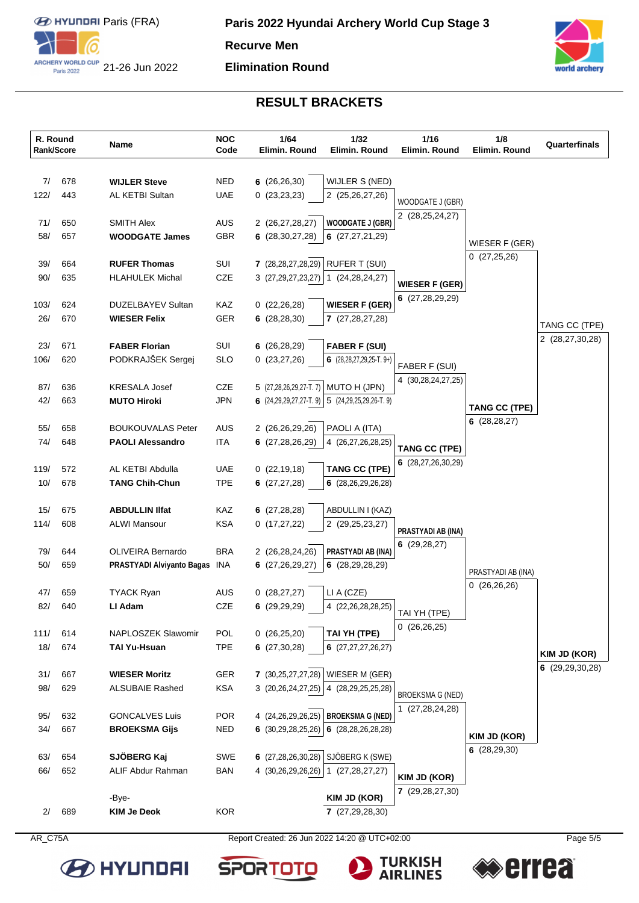Paris (FRA)

21-26 Jun 2022

# Paris 2022 Hyundai Archery World Cup Stage 3

## Recurve Men

## Elimination Round

## RESULT BRACKETS

| R. Round Rank/Score | | Name | NOC Code | 1/64 Elimin. Round | 1/32 Elimin. Round | 1/16 Elimin. Round | 1/8 Elimin. Round | Quarterfinals |
|---|---|---|---|---|---|---|---|---|
| 7/ | 678 | **WIJLER Steve** | NED | **6** (26,26,30) | WIJLER S (NED) | | | |
| 122/ | 443 | AL KETBI Sultan | UAE | 0 (23,23,23) | 2 (25,26,27,26) | WOODGATE J (GBR) | | |
| 71/ | 650 | SMITH Alex | AUS | 2 (26,27,28,27) | **WOODGATE J (GBR)** | 2 (28,25,24,27) | | |
| 58/ | 657 | **WOODGATE James** | GBR | **6** (28,30,27,28) | **6** (27,27,21,29) | | WIESER F (GER) | |
| 39/ | 664 | **RUFER Thomas** | SUI | **7** (28,28,27,28,29) | RUFER T (SUI) | | 0 (27,25,26) | |
| 90/ | 635 | HLAHULEK Michal | CZE | 3 (27,29,27,23,27) | 1 (24,28,24,27) | **WIESER F (GER)** | | |
| 103/ | 624 | DUZELBAYEV Sultan | KAZ | 0 (22,26,28) | **WIESER F (GER)** | **6** (27,28,29,29) | | |
| 26/ | 670 | **WIESER Felix** | GER | **6** (28,28,30) | **7** (27,28,27,28) | | | TANG CC (TPE) |
| 23/ | 671 | **FABER Florian** | SUI | **6** (26,28,29) | **FABER F (SUI)** | | | 2 (28,27,30,28) |
| 106/ | 620 | PODKRAJŠEK Sergej | SLO | 0 (23,27,26) | **6** (28,28,27,29,25-T. 9+) | FABER F (SUI) | | |
| 87/ | 636 | KRESALA Josef | CZE | 5 (27,28,26,29,27-T. 7) | MUTO H (JPN) | 4 (30,28,24,27,25) | | |
| 42/ | 663 | **MUTO Hiroki** | JPN | **6** (24,29,29,27,27-T. 9) | 5 (24,29,25,29,26-T. 9) | | **TANG CC (TPE)** | |
| 55/ | 658 | BOUKOUVALAS Peter | AUS | 2 (26,26,29,26) | PAOLI A (ITA) | | **6** (28,28,27) | |
| 74/ | 648 | **PAOLI Alessandro** | ITA | **6** (27,28,26,29) | 4 (26,27,26,28,25) | **TANG CC (TPE)** | | |
| 119/ | 572 | AL KETBI Abdulla | UAE | 0 (22,19,18) | **TANG CC (TPE)** | **6** (28,27,26,30,29) | | |
| 10/ | 678 | **TANG Chih-Chun** | TPE | **6** (27,27,28) | **6** (28,26,29,26,28) | | | |
| 15/ | 675 | **ABDULLIN Ilfat** | KAZ | **6** (27,28,28) | ABDULLIN I (KAZ) | | | |
| 114/ | 608 | ALWI Mansour | KSA | 0 (17,27,22) | 2 (29,25,23,27) | **PRASTYADI AB (INA)** | | |
| 79/ | 644 | OLIVEIRA Bernardo | BRA | 2 (26,28,24,26) | **PRASTYADI AB (INA)** | **6** (29,28,27) | | |
| 50/ | 659 | **PRASTYADI Alviyanto Bagas** | INA | **6** (27,26,29,27) | **6** (28,29,28,29) | | PRASTYADI AB (INA) | |
| 47/ | 659 | TYACK Ryan | AUS | 0 (28,27,27) | LI A (CZE) | | 0 (26,26,26) | |
| 82/ | 640 | **LI Adam** | CZE | **6** (29,29,29) | 4 (22,26,28,28,25) | TAI YH (TPE) | | |
| 111/ | 614 | NAPLOSZEK Slawomir | POL | 0 (26,25,20) | **TAI YH (TPE)** | 0 (26,26,25) | | |
| 18/ | 674 | **TAI Yu-Hsuan** | TPE | **6** (27,30,28) | **6** (27,27,27,26,27) | | | **KIM JD (KOR)** |
| 31/ | 667 | **WIESER Moritz** | GER | **7** (30,25,27,27,28) | WIESER M (GER) | | | **6** (29,29,30,28) |
| 98/ | 629 | ALSUBAIE Rashed | KSA | 3 (20,26,24,27,25) | 4 (28,29,25,25,28) | BROEKSMA G (NED) | | |
| 95/ | 632 | GONCALVES Luis | POR | 4 (24,26,29,26,25) | **BROEKSMA G (NED)** | 1 (27,28,24,28) | | |
| 34/ | 667 | **BROEKSMA Gijs** | NED | **6** (30,29,28,25,26) | **6** (28,28,26,28,28) | | **KIM JD (KOR)** | |
| 63/ | 654 | **SJÖBERG Kaj** | SWE | **6** (27,28,26,30,28) | SJÖBERG K (SWE) | | **6** (28,29,30) | |
| 66/ | 652 | ALIF Abdur Rahman | BAN | 4 (30,26,29,26,26) | 1 (27,28,27,27) | **KIM JD (KOR)** | | |
| | | -Bye- | | | **KIM JD (KOR)** | **7** (29,28,27,30) | | |
| 2/ | 689 | **KIM Je Deok** | KOR | | **7** (27,29,28,30) | | | |

AR_C75A

Report Created: 26 Jun 2022 14:20 @ UTC+02:00